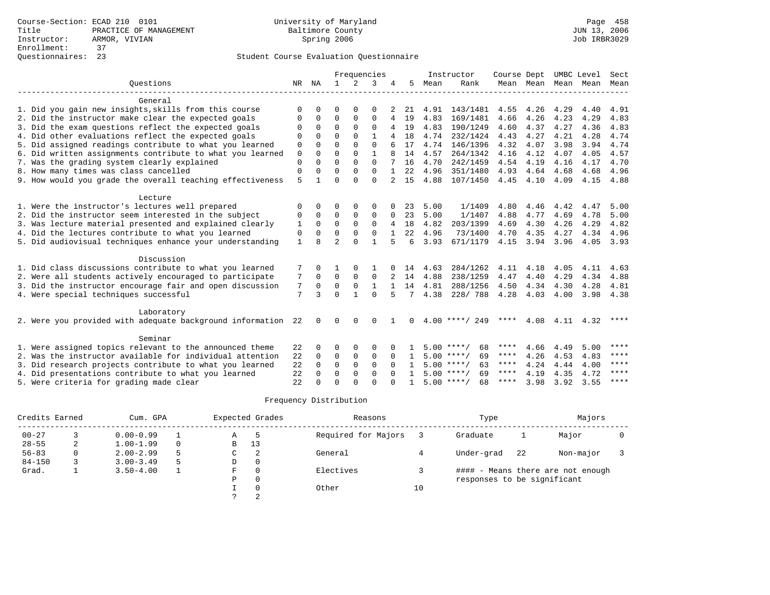Course-Section: ECAD 210 0101
Title: PRACTICE OF MANAGEMENT
Instructor: ARMOR, VIVIAN
Enrollment: 37
Questionnaires: 23

University of Maryland
Baltimore County
Spring 2006

JUN 13, 2006
Job IRBR3029

## Student Course Evaluation Questionnaire

| Questions | NR | NA | 1 | 2 | 3 | 4 | 5 | Instructor Mean | Instructor Rank | Course Dept Mean | Course Dept Mean | UMBC Level Mean | UMBC Level Mean | Sect Mean |
|---|---|---|---|---|---|---|---|---|---|---|---|---|---|---|
| **General** | | | | | | | | | | | | | | |
| 1. Did you gain new insights,skills from this course | 0 | 0 | 0 | 0 | 0 | 2 | 21 | 4.91 | 143/1481 | 4.55 | 4.26 | 4.29 | 4.40 | 4.91 |
| 2. Did the instructor make clear the expected goals | 0 | 0 | 0 | 0 | 0 | 4 | 19 | 4.83 | 169/1481 | 4.66 | 4.26 | 4.23 | 4.29 | 4.83 |
| 3. Did the exam questions reflect the expected goals | 0 | 0 | 0 | 0 | 0 | 4 | 19 | 4.83 | 190/1249 | 4.60 | 4.37 | 4.27 | 4.36 | 4.83 |
| 4. Did other evaluations reflect the expected goals | 0 | 0 | 0 | 0 | 1 | 4 | 18 | 4.74 | 232/1424 | 4.43 | 4.27 | 4.21 | 4.28 | 4.74 |
| 5. Did assigned readings contribute to what you learned | 0 | 0 | 0 | 0 | 0 | 6 | 17 | 4.74 | 146/1396 | 4.32 | 4.07 | 3.98 | 3.94 | 4.74 |
| 6. Did written assignments contribute to what you learned | 0 | 0 | 0 | 0 | 1 | 8 | 14 | 4.57 | 264/1342 | 4.16 | 4.12 | 4.07 | 4.05 | 4.57 |
| 7. Was the grading system clearly explained | 0 | 0 | 0 | 0 | 0 | 7 | 16 | 4.70 | 242/1459 | 4.54 | 4.19 | 4.16 | 4.17 | 4.70 |
| 8. How many times was class cancelled | 0 | 0 | 0 | 0 | 0 | 1 | 22 | 4.96 | 351/1480 | 4.93 | 4.64 | 4.68 | 4.68 | 4.96 |
| 9. How would you grade the overall teaching effectiveness | 5 | 1 | 0 | 0 | 0 | 2 | 15 | 4.88 | 107/1450 | 4.45 | 4.10 | 4.09 | 4.15 | 4.88 |
| **Lecture** | | | | | | | | | | | | | | |
| 1. Were the instructor's lectures well prepared | 0 | 0 | 0 | 0 | 0 | 0 | 23 | 5.00 | 1/1409 | 4.80 | 4.46 | 4.42 | 4.47 | 5.00 |
| 2. Did the instructor seem interested in the subject | 0 | 0 | 0 | 0 | 0 | 0 | 23 | 5.00 | 1/1407 | 4.88 | 4.77 | 4.69 | 4.78 | 5.00 |
| 3. Was lecture material presented and explained clearly | 1 | 0 | 0 | 0 | 0 | 4 | 18 | 4.82 | 203/1399 | 4.69 | 4.30 | 4.26 | 4.29 | 4.82 |
| 4. Did the lectures contribute to what you learned | 0 | 0 | 0 | 0 | 0 | 1 | 22 | 4.96 | 73/1400 | 4.70 | 4.35 | 4.27 | 4.34 | 4.96 |
| 5. Did audiovisual techniques enhance your understanding | 1 | 8 | 2 | 0 | 1 | 5 | 6 | 3.93 | 671/1179 | 4.15 | 3.94 | 3.96 | 4.05 | 3.93 |
| **Discussion** | | | | | | | | | | | | | | |
| 1. Did class discussions contribute to what you learned | 7 | 0 | 1 | 0 | 1 | 0 | 14 | 4.63 | 284/1262 | 4.11 | 4.18 | 4.05 | 4.11 | 4.63 |
| 2. Were all students actively encouraged to participate | 7 | 0 | 0 | 0 | 0 | 2 | 14 | 4.88 | 238/1259 | 4.47 | 4.40 | 4.29 | 4.34 | 4.88 |
| 3. Did the instructor encourage fair and open discussion | 7 | 0 | 0 | 0 | 1 | 1 | 14 | 4.81 | 288/1256 | 4.50 | 4.34 | 4.30 | 4.28 | 4.81 |
| 4. Were special techniques successful | 7 | 3 | 0 | 1 | 0 | 5 | 7 | 4.38 | 228/ 788 | 4.28 | 4.03 | 4.00 | 3.98 | 4.38 |
| **Laboratory** | | | | | | | | | | | | | | |
| 2. Were you provided with adequate background information | 22 | 0 | 0 | 0 | 0 | 1 | 0 | 4.00 | ****/ 249 | **** | 4.08 | 4.11 | 4.32 | **** |
| **Seminar** | | | | | | | | | | | | | | |
| 1. Were assigned topics relevant to the announced theme | 22 | 0 | 0 | 0 | 0 | 0 | 1 | 5.00 | ****/ 68 | **** | 4.66 | 4.49 | 5.00 | **** |
| 2. Was the instructor available for individual attention | 22 | 0 | 0 | 0 | 0 | 0 | 1 | 5.00 | ****/ 69 | **** | 4.26 | 4.53 | 4.83 | **** |
| 3. Did research projects contribute to what you learned | 22 | 0 | 0 | 0 | 0 | 0 | 1 | 5.00 | ****/ 63 | **** | 4.24 | 4.44 | 4.00 | **** |
| 4. Did presentations contribute to what you learned | 22 | 0 | 0 | 0 | 0 | 0 | 1 | 5.00 | ****/ 69 | **** | 4.19 | 4.35 | 4.72 | **** |
| 5. Were criteria for grading made clear | 22 | 0 | 0 | 0 | 0 | 0 | 1 | 5.00 | ****/ 68 | **** | 3.98 | 3.92 | 3.55 | **** |

## Frequency Distribution

| Credits Earned | | Cum. GPA | | Expected Grades | | Reasons | | Type | | Majors | |
|---|---|---|---|---|---|---|---|---|---|---|---|
| 00-27 | 3 | 0.00-0.99 | 1 | A | 5 | Required for Majors | 3 | Graduate | 1 | Major | 0 |
| 28-55 | 2 | 1.00-1.99 | 0 | B | 13 | | | | | | |
| 56-83 | 0 | 2.00-2.99 | 5 | C | 2 | General | 4 | Under-grad | 22 | Non-major | 3 |
| 84-150 | 3 | 3.00-3.49 | 5 | D | 0 | | | | | | |
| Grad. | 1 | 3.50-4.00 | 1 | F | 0 | Electives | 3 | | | | |
| | | | | P | 0 | | | | | | |
| | | | | I | 0 | Other | 10 | | | | |
| | | | | ? | 2 | | | | | | |

#### - Means there are not enough responses to be significant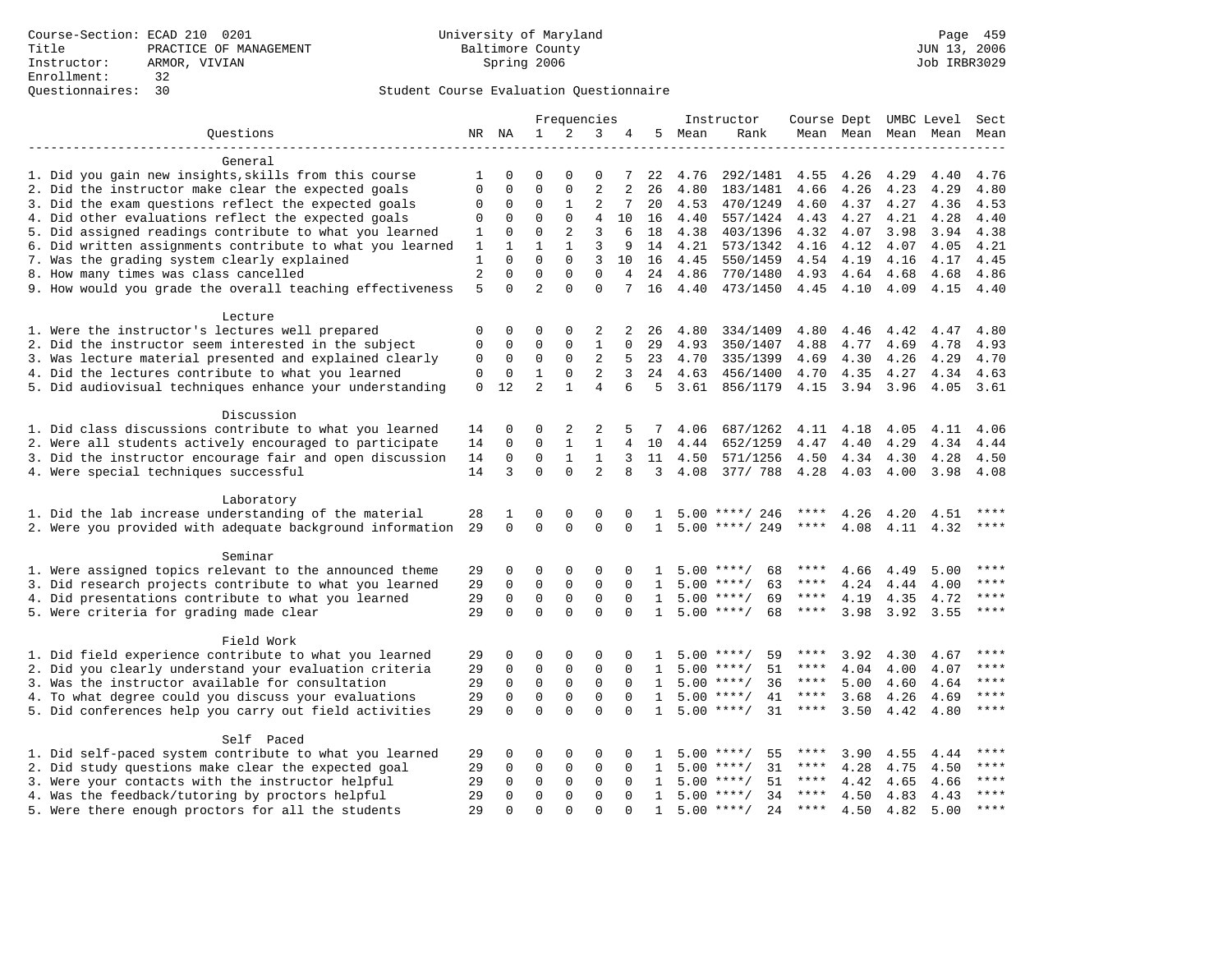Course-Section: ECAD 210 0201
Title: PRACTICE OF MANAGEMENT
Instructor: ARMOR, VIVIAN
Enrollment: 32
Questionnaires: 30

University of Maryland
Baltimore County
Spring 2006

JUN 13, 2006
Job IRBR3029

Student Course Evaluation Questionnaire

| Questions | NR | NA | 1 | 2 | 3 | 4 | 5 | Instructor Mean | Instructor Rank | Course Mean | Dept Mean | UMBC Level Mean | Level Mean | Sect Mean |
|---|---|---|---|---|---|---|---|---|---|---|---|---|---|---|
| **General** | | | | | | | | | | | | | | |
| 1. Did you gain new insights,skills from this course | 1 | 0 | 0 | 0 | 0 | 7 | 22 | 4.76 | 292/1481 | 4.55 | 4.26 | 4.29 | 4.40 | 4.76 |
| 2. Did the instructor make clear the expected goals | 0 | 0 | 0 | 0 | 2 | 2 | 26 | 4.80 | 183/1481 | 4.66 | 4.26 | 4.23 | 4.29 | 4.80 |
| 3. Did the exam questions reflect the expected goals | 0 | 0 | 0 | 1 | 2 | 7 | 20 | 4.53 | 470/1249 | 4.60 | 4.37 | 4.27 | 4.36 | 4.53 |
| 4. Did other evaluations reflect the expected goals | 0 | 0 | 0 | 0 | 4 | 10 | 16 | 4.40 | 557/1424 | 4.43 | 4.27 | 4.21 | 4.28 | 4.40 |
| 5. Did assigned readings contribute to what you learned | 1 | 0 | 0 | 2 | 3 | 6 | 18 | 4.38 | 403/1396 | 4.32 | 4.07 | 3.98 | 3.94 | 4.38 |
| 6. Did written assignments contribute to what you learned | 1 | 1 | 1 | 1 | 3 | 9 | 14 | 4.21 | 573/1342 | 4.16 | 4.12 | 4.07 | 4.05 | 4.21 |
| 7. Was the grading system clearly explained | 1 | 0 | 0 | 0 | 3 | 10 | 16 | 4.45 | 550/1459 | 4.54 | 4.19 | 4.16 | 4.17 | 4.45 |
| 8. How many times was class cancelled | 2 | 0 | 0 | 0 | 0 | 4 | 24 | 4.86 | 770/1480 | 4.93 | 4.64 | 4.68 | 4.68 | 4.86 |
| 9. How would you grade the overall teaching effectiveness | 5 | 0 | 2 | 0 | 0 | 7 | 16 | 4.40 | 473/1450 | 4.45 | 4.10 | 4.09 | 4.15 | 4.40 |
| **Lecture** | | | | | | | | | | | | | | |
| 1. Were the instructor's lectures well prepared | 0 | 0 | 0 | 0 | 2 | 2 | 26 | 4.80 | 334/1409 | 4.80 | 4.46 | 4.42 | 4.47 | 4.80 |
| 2. Did the instructor seem interested in the subject | 0 | 0 | 0 | 0 | 1 | 0 | 29 | 4.93 | 350/1407 | 4.88 | 4.77 | 4.69 | 4.78 | 4.93 |
| 3. Was lecture material presented and explained clearly | 0 | 0 | 0 | 0 | 2 | 5 | 23 | 4.70 | 335/1399 | 4.69 | 4.30 | 4.26 | 4.29 | 4.70 |
| 4. Did the lectures contribute to what you learned | 0 | 0 | 1 | 0 | 2 | 3 | 24 | 4.63 | 456/1400 | 4.70 | 4.35 | 4.27 | 4.34 | 4.63 |
| 5. Did audiovisual techniques enhance your understanding | 0 | 12 | 2 | 1 | 4 | 6 | 5 | 3.61 | 856/1179 | 4.15 | 3.94 | 3.96 | 4.05 | 3.61 |
| **Discussion** | | | | | | | | | | | | | | |
| 1. Did class discussions contribute to what you learned | 14 | 0 | 0 | 2 | 2 | 5 | 7 | 4.06 | 687/1262 | 4.11 | 4.18 | 4.05 | 4.11 | 4.06 |
| 2. Were all students actively encouraged to participate | 14 | 0 | 0 | 1 | 1 | 4 | 10 | 4.44 | 652/1259 | 4.47 | 4.40 | 4.29 | 4.34 | 4.44 |
| 3. Did the instructor encourage fair and open discussion | 14 | 0 | 0 | 1 | 1 | 3 | 11 | 4.50 | 571/1256 | 4.50 | 4.34 | 4.30 | 4.28 | 4.50 |
| 4. Were special techniques successful | 14 | 3 | 0 | 0 | 2 | 8 | 3 | 4.08 | 377/ 788 | 4.28 | 4.03 | 4.00 | 3.98 | 4.08 |
| **Laboratory** | | | | | | | | | | | | | | |
| 1. Did the lab increase understanding of the material | 28 | 1 | 0 | 0 | 0 | 0 | 1 | 5.00 | ****/ 246 | **** | 4.26 | 4.20 | 4.51 | **** |
| 2. Were you provided with adequate background information | 29 | 0 | 0 | 0 | 0 | 0 | 1 | 5.00 | ****/ 249 | **** | 4.08 | 4.11 | 4.32 | **** |
| **Seminar** | | | | | | | | | | | | | | |
| 1. Were assigned topics relevant to the announced theme | 29 | 0 | 0 | 0 | 0 | 0 | 1 | 5.00 | ****/ 68 | **** | 4.66 | 4.49 | 5.00 | **** |
| 3. Did research projects contribute to what you learned | 29 | 0 | 0 | 0 | 0 | 0 | 1 | 5.00 | ****/ 63 | **** | 4.24 | 4.44 | 4.00 | **** |
| 4. Did presentations contribute to what you learned | 29 | 0 | 0 | 0 | 0 | 0 | 1 | 5.00 | ****/ 69 | **** | 4.19 | 4.35 | 4.72 | **** |
| 5. Were criteria for grading made clear | 29 | 0 | 0 | 0 | 0 | 0 | 1 | 5.00 | ****/ 68 | **** | 3.98 | 3.92 | 3.55 | **** |
| **Field Work** | | | | | | | | | | | | | | |
| 1. Did field experience contribute to what you learned | 29 | 0 | 0 | 0 | 0 | 0 | 1 | 5.00 | ****/ 59 | **** | 3.92 | 4.30 | 4.67 | **** |
| 2. Did you clearly understand your evaluation criteria | 29 | 0 | 0 | 0 | 0 | 0 | 1 | 5.00 | ****/ 51 | **** | 4.04 | 4.00 | 4.07 | **** |
| 3. Was the instructor available for consultation | 29 | 0 | 0 | 0 | 0 | 0 | 1 | 5.00 | ****/ 36 | **** | 5.00 | 4.60 | 4.64 | **** |
| 4. To what degree could you discuss your evaluations | 29 | 0 | 0 | 0 | 0 | 0 | 1 | 5.00 | ****/ 41 | **** | 3.68 | 4.26 | 4.69 | **** |
| 5. Did conferences help you carry out field activities | 29 | 0 | 0 | 0 | 0 | 0 | 1 | 5.00 | ****/ 31 | **** | 3.50 | 4.42 | 4.80 | **** |
| **Self Paced** | | | | | | | | | | | | | | |
| 1. Did self-paced system contribute to what you learned | 29 | 0 | 0 | 0 | 0 | 0 | 1 | 5.00 | ****/ 55 | **** | 3.90 | 4.55 | 4.44 | **** |
| 2. Did study questions make clear the expected goal | 29 | 0 | 0 | 0 | 0 | 0 | 1 | 5.00 | ****/ 31 | **** | 4.28 | 4.75 | 4.50 | **** |
| 3. Were your contacts with the instructor helpful | 29 | 0 | 0 | 0 | 0 | 0 | 1 | 5.00 | ****/ 51 | **** | 4.42 | 4.65 | 4.66 | **** |
| 4. Was the feedback/tutoring by proctors helpful | 29 | 0 | 0 | 0 | 0 | 0 | 1 | 5.00 | ****/ 34 | **** | 4.50 | 4.83 | 4.43 | **** |
| 5. Were there enough proctors for all the students | 29 | 0 | 0 | 0 | 0 | 0 | 1 | 5.00 | ****/ 24 | **** | 4.50 | 4.82 | 5.00 | **** |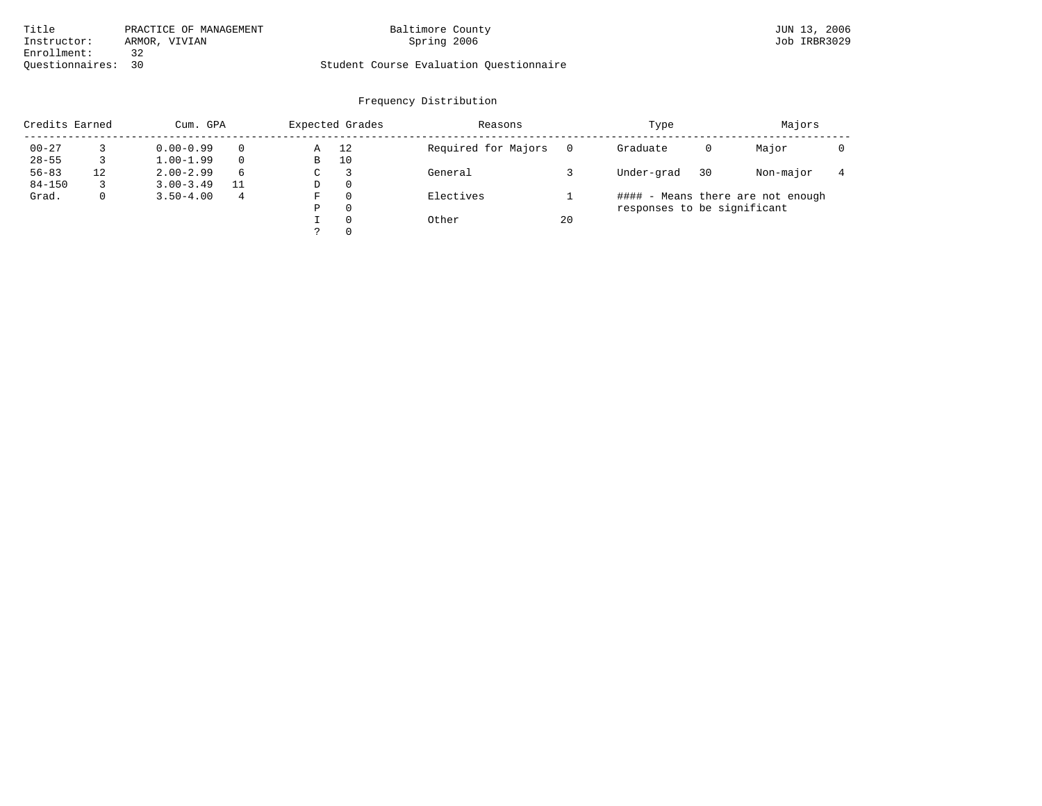Title PRACTICE OF MANAGEMENT
Instructor: ARMOR, VIVIAN
Enrollment: 32
Questionnaires: 30

Baltimore County
Spring 2006

Student Course Evaluation Questionnaire

JUN 13, 2006
Job IRBR3029

## Frequency Distribution

| Credits Earned | | Cum. GPA | | Expected Grades | | Reasons | | Type | | Majors | |
|---|---|---|---|---|---|---|---|---|---|---|---|
| 00-27 | 3 | 0.00-0.99 | 0 | A | 12 | Required for Majors | 0 | Graduate | 0 | Major | 0 |
| 28-55 | 3 | 1.00-1.99 | 0 | B | 10 | | | | | | |
| 56-83 | 12 | 2.00-2.99 | 6 | C | 3 | General | 3 | Under-grad | 30 | Non-major | 4 |
| 84-150 | 3 | 3.00-3.49 | 11 | D | 0 | | | | | | |
| Grad. | 0 | 3.50-4.00 | 4 | F | 0 | Electives | 1 | | | | |
| | | | | P | 0 | | | | | | |
| | | | | I | 0 | Other | 20 | | | | |
| | | | | ? | 0 | | | | | | |

#### - Means there are not enough responses to be significant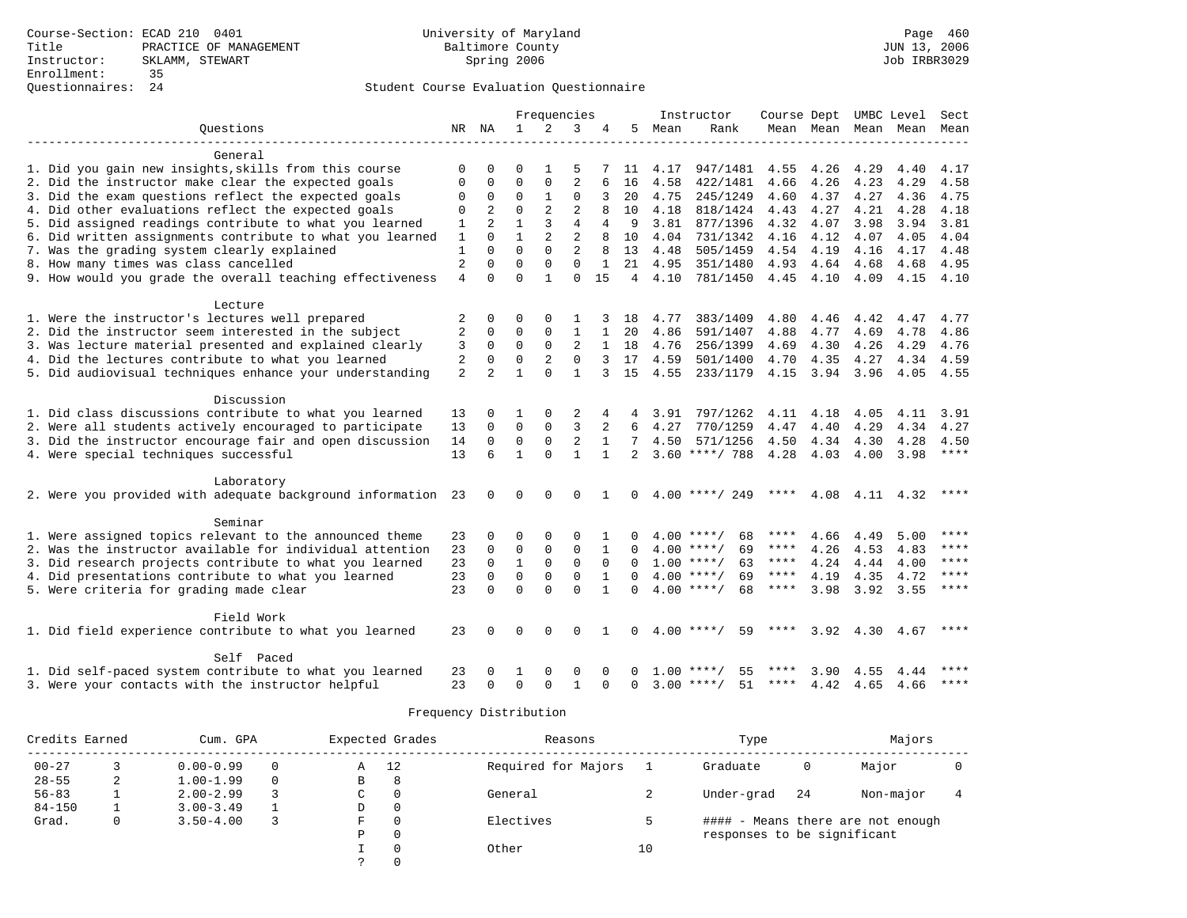Course-Section: ECAD 210 0401
Title: PRACTICE OF MANAGEMENT
Instructor: SKLAMM, STEWART
Enrollment: 35
Questionnaires: 24

University of Maryland
Baltimore County
Spring 2006

JUN 13, 2006
Job IRBR3029

## Student Course Evaluation Questionnaire

| Questions | NR | NA | 1 | 2 | 3 | 4 | 5 | Instructor Mean | Rank | Course Mean | Dept Mean | UMBC Mean | Level Mean | Sect Mean |
|---|---|---|---|---|---|---|---|---|---|---|---|---|---|---|
| **General** | | | | | | | | | | | | | | |
| 1. Did you gain new insights,skills from this course | 0 | 0 | 0 | 1 | 5 | 7 | 11 | 4.17 | 947/1481 | 4.55 | 4.26 | 4.29 | 4.40 | 4.17 |
| 2. Did the instructor make clear the expected goals | 0 | 0 | 0 | 0 | 2 | 6 | 16 | 4.58 | 422/1481 | 4.66 | 4.26 | 4.23 | 4.29 | 4.58 |
| 3. Did the exam questions reflect the expected goals | 0 | 0 | 0 | 1 | 0 | 3 | 20 | 4.75 | 245/1249 | 4.60 | 4.37 | 4.27 | 4.36 | 4.75 |
| 4. Did other evaluations reflect the expected goals | 0 | 2 | 0 | 2 | 2 | 8 | 10 | 4.18 | 818/1424 | 4.43 | 4.27 | 4.21 | 4.28 | 4.18 |
| 5. Did assigned readings contribute to what you learned | 1 | 2 | 1 | 3 | 4 | 4 | 9 | 3.81 | 877/1396 | 4.32 | 4.07 | 3.98 | 3.94 | 3.81 |
| 6. Did written assignments contribute to what you learned | 1 | 0 | 1 | 2 | 2 | 8 | 10 | 4.04 | 731/1342 | 4.16 | 4.12 | 4.07 | 4.05 | 4.04 |
| 7. Was the grading system clearly explained | 1 | 0 | 0 | 0 | 2 | 8 | 13 | 4.48 | 505/1459 | 4.54 | 4.19 | 4.16 | 4.17 | 4.48 |
| 8. How many times was class cancelled | 2 | 0 | 0 | 0 | 0 | 1 | 21 | 4.95 | 351/1480 | 4.93 | 4.64 | 4.68 | 4.68 | 4.95 |
| 9. How would you grade the overall teaching effectiveness | 4 | 0 | 0 | 1 | 0 | 15 | 4 | 4.10 | 781/1450 | 4.45 | 4.10 | 4.09 | 4.15 | 4.10 |
| **Lecture** | | | | | | | | | | | | | | |
| 1. Were the instructor's lectures well prepared | 2 | 0 | 0 | 0 | 1 | 3 | 18 | 4.77 | 383/1409 | 4.80 | 4.46 | 4.42 | 4.47 | 4.77 |
| 2. Did the instructor seem interested in the subject | 2 | 0 | 0 | 0 | 1 | 1 | 20 | 4.86 | 591/1407 | 4.88 | 4.77 | 4.69 | 4.78 | 4.86 |
| 3. Was lecture material presented and explained clearly | 3 | 0 | 0 | 0 | 2 | 1 | 18 | 4.76 | 256/1399 | 4.69 | 4.30 | 4.26 | 4.29 | 4.76 |
| 4. Did the lectures contribute to what you learned | 2 | 0 | 0 | 2 | 0 | 3 | 17 | 4.59 | 501/1400 | 4.70 | 4.35 | 4.27 | 4.34 | 4.59 |
| 5. Did audiovisual techniques enhance your understanding | 2 | 2 | 1 | 0 | 1 | 3 | 15 | 4.55 | 233/1179 | 4.15 | 3.94 | 3.96 | 4.05 | 4.55 |
| **Discussion** | | | | | | | | | | | | | | |
| 1. Did class discussions contribute to what you learned | 13 | 0 | 1 | 0 | 2 | 4 | 4 | 3.91 | 797/1262 | 4.11 | 4.18 | 4.05 | 4.11 | 3.91 |
| 2. Were all students actively encouraged to participate | 13 | 0 | 0 | 0 | 3 | 2 | 6 | 4.27 | 770/1259 | 4.47 | 4.40 | 4.29 | 4.34 | 4.27 |
| 3. Did the instructor encourage fair and open discussion | 14 | 0 | 0 | 0 | 2 | 1 | 7 | 4.50 | 571/1256 | 4.50 | 4.34 | 4.30 | 4.28 | 4.50 |
| 4. Were special techniques successful | 13 | 6 | 1 | 0 | 1 | 1 | 2 | 3.60 | ****/ 788 | 4.28 | 4.03 | 4.00 | 3.98 | **** |
| **Laboratory** | | | | | | | | | | | | | | |
| 2. Were you provided with adequate background information | 23 | 0 | 0 | 0 | 0 | 1 | 0 | 4.00 | ****/ 249 | **** | 4.08 | 4.11 | 4.32 | **** |
| **Seminar** | | | | | | | | | | | | | | |
| 1. Were assigned topics relevant to the announced theme | 23 | 0 | 0 | 0 | 0 | 1 | 0 | 4.00 | ****/ 68 | **** | 4.66 | 4.49 | 5.00 | **** |
| 2. Was the instructor available for individual attention | 23 | 0 | 0 | 0 | 0 | 1 | 0 | 4.00 | ****/ 69 | **** | 4.26 | 4.53 | 4.83 | **** |
| 3. Did research projects contribute to what you learned | 23 | 0 | 1 | 0 | 0 | 0 | 0 | 1.00 | ****/ 63 | **** | 4.24 | 4.44 | 4.00 | **** |
| 4. Did presentations contribute to what you learned | 23 | 0 | 0 | 0 | 0 | 1 | 0 | 4.00 | ****/ 69 | **** | 4.19 | 4.35 | 4.72 | **** |
| 5. Were criteria for grading made clear | 23 | 0 | 0 | 0 | 0 | 1 | 0 | 4.00 | ****/ 68 | **** | 3.98 | 3.92 | 3.55 | **** |
| **Field Work** | | | | | | | | | | | | | | |
| 1. Did field experience contribute to what you learned | 23 | 0 | 0 | 0 | 0 | 1 | 0 | 4.00 | ****/ 59 | **** | 3.92 | 4.30 | 4.67 | **** |
| **Self Paced** | | | | | | | | | | | | | | |
| 1. Did self-paced system contribute to what you learned | 23 | 0 | 1 | 0 | 0 | 0 | 0 | 1.00 | ****/ 55 | **** | 3.90 | 4.55 | 4.44 | **** |
| 3. Were your contacts with the instructor helpful | 23 | 0 | 0 | 0 | 1 | 0 | 0 | 3.00 | ****/ 51 | **** | 4.42 | 4.65 | 4.66 | **** |

### Frequency Distribution

| Credits Earned | | Cum. GPA | | Expected Grades | | Reasons | | Type | | Majors | |
|---|---|---|---|---|---|---|---|---|---|---|---|
| 00-27 | 3 | 0.00-0.99 | 0 | A | 12 | Required for Majors | 1 | Graduate | 0 | Major | 0 |
| 28-55 | 2 | 1.00-1.99 | 0 | B | 8 | | | | | | |
| 56-83 | 1 | 2.00-2.99 | 3 | C | 0 | General | 2 | Under-grad | 24 | Non-major | 4 |
| 84-150 | 1 | 3.00-3.49 | 1 | D | 0 | | | | | | |
| Grad. | 0 | 3.50-4.00 | 3 | F | 0 | Electives | 5 | | | | |
| | | | | P | 0 | | | | | | |
| | | | | I | 0 | Other | 10 | | | | |
| | | | | ? | 0 | | | | | | |

#### - Means there are not enough responses to be significant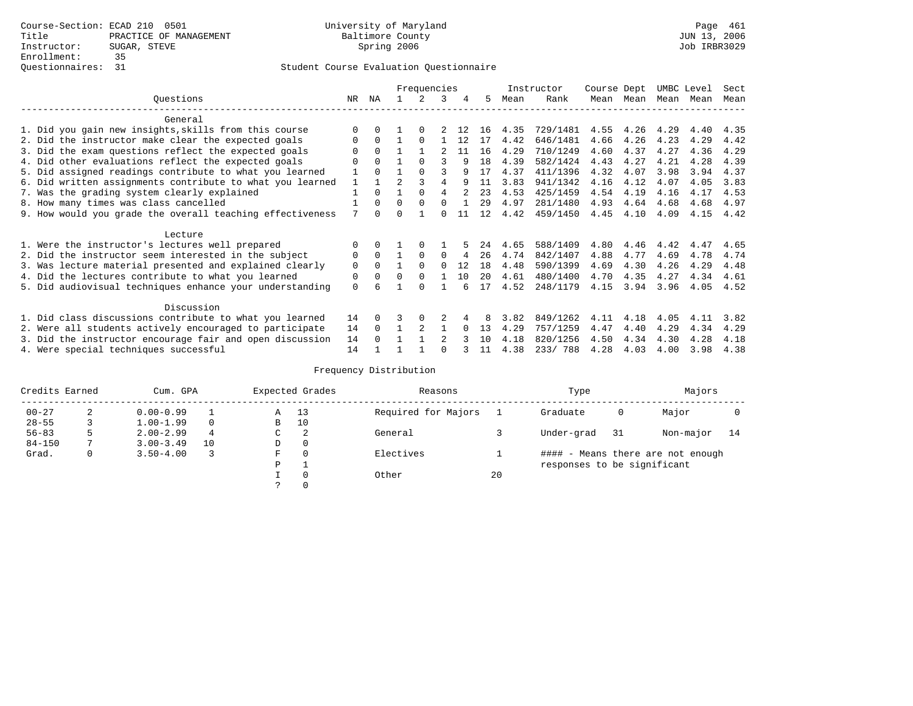Course-Section: ECAD 210 0501
Title: PRACTICE OF MANAGEMENT
Instructor: SUGAR, STEVE
Enrollment: 35
Questionnaires: 31

University of Maryland
Baltimore County
Spring 2006

JUN 13, 2006
Job IRBR3029

Student Course Evaluation Questionnaire

| Questions | NR | NA | 1 | 2 | 3 | 4 | 5 | Instructor Mean | Instructor Rank | Course Mean | Dept Mean | UMBC Level Mean | Level Mean | Sect Mean |
|---|---|---|---|---|---|---|---|---|---|---|---|---|---|---|
| **General** | | | | | | | | | | | | | | |
| 1. Did you gain new insights,skills from this course | 0 | 0 | 1 | 0 | 2 | 12 | 16 | 4.35 | 729/1481 | 4.55 | 4.26 | 4.29 | 4.40 | 4.35 |
| 2. Did the instructor make clear the expected goals | 0 | 0 | 1 | 0 | 1 | 12 | 17 | 4.42 | 646/1481 | 4.66 | 4.26 | 4.23 | 4.29 | 4.42 |
| 3. Did the exam questions reflect the expected goals | 0 | 0 | 1 | 1 | 2 | 11 | 16 | 4.29 | 710/1249 | 4.60 | 4.37 | 4.27 | 4.36 | 4.29 |
| 4. Did other evaluations reflect the expected goals | 0 | 0 | 1 | 0 | 3 | 9 | 18 | 4.39 | 582/1424 | 4.43 | 4.27 | 4.21 | 4.28 | 4.39 |
| 5. Did assigned readings contribute to what you learned | 1 | 0 | 1 | 0 | 3 | 9 | 17 | 4.37 | 411/1396 | 4.32 | 4.07 | 3.98 | 3.94 | 4.37 |
| 6. Did written assignments contribute to what you learned | 1 | 1 | 2 | 3 | 4 | 9 | 11 | 3.83 | 941/1342 | 4.16 | 4.12 | 4.07 | 4.05 | 3.83 |
| 7. Was the grading system clearly explained | 1 | 0 | 1 | 0 | 4 | 2 | 23 | 4.53 | 425/1459 | 4.54 | 4.19 | 4.16 | 4.17 | 4.53 |
| 8. How many times was class cancelled | 1 | 0 | 0 | 0 | 0 | 1 | 29 | 4.97 | 281/1480 | 4.93 | 4.64 | 4.68 | 4.68 | 4.97 |
| 9. How would you grade the overall teaching effectiveness | 7 | 0 | 0 | 1 | 0 | 11 | 12 | 4.42 | 459/1450 | 4.45 | 4.10 | 4.09 | 4.15 | 4.42 |
| **Lecture** | | | | | | | | | | | | | | |
| 1. Were the instructor's lectures well prepared | 0 | 0 | 1 | 0 | 1 | 5 | 24 | 4.65 | 588/1409 | 4.80 | 4.46 | 4.42 | 4.47 | 4.65 |
| 2. Did the instructor seem interested in the subject | 0 | 0 | 1 | 0 | 0 | 4 | 26 | 4.74 | 842/1407 | 4.88 | 4.77 | 4.69 | 4.78 | 4.74 |
| 3. Was lecture material presented and explained clearly | 0 | 0 | 1 | 0 | 0 | 12 | 18 | 4.48 | 590/1399 | 4.69 | 4.30 | 4.26 | 4.29 | 4.48 |
| 4. Did the lectures contribute to what you learned | 0 | 0 | 0 | 0 | 1 | 10 | 20 | 4.61 | 480/1400 | 4.70 | 4.35 | 4.27 | 4.34 | 4.61 |
| 5. Did audiovisual techniques enhance your understanding | 0 | 6 | 1 | 0 | 1 | 6 | 17 | 4.52 | 248/1179 | 4.15 | 3.94 | 3.96 | 4.05 | 4.52 |
| **Discussion** | | | | | | | | | | | | | | |
| 1. Did class discussions contribute to what you learned | 14 | 0 | 3 | 0 | 2 | 4 | 8 | 3.82 | 849/1262 | 4.11 | 4.18 | 4.05 | 4.11 | 3.82 |
| 2. Were all students actively encouraged to participate | 14 | 0 | 1 | 2 | 1 | 0 | 13 | 4.29 | 757/1259 | 4.47 | 4.40 | 4.29 | 4.34 | 4.29 |
| 3. Did the instructor encourage fair and open discussion | 14 | 0 | 1 | 1 | 2 | 3 | 10 | 4.18 | 820/1256 | 4.50 | 4.34 | 4.30 | 4.28 | 4.18 |
| 4. Were special techniques successful | 14 | 1 | 1 | 1 | 0 | 3 | 11 | 4.38 | 233/ 788 | 4.28 | 4.03 | 4.00 | 3.98 | 4.38 |

Frequency Distribution

| Credits Earned | | Cum. GPA | | Expected Grades | | Reasons | | Type | | Majors | |
|---|---|---|---|---|---|---|---|---|---|---|---|
| 00-27 | 2 | 0.00-0.99 | 1 | A | 13 | Required for Majors | 1 | Graduate | 0 | Major | 0 |
| 28-55 | 3 | 1.00-1.99 | 0 | B | 10 | | | | | | |
| 56-83 | 5 | 2.00-2.99 | 4 | C | 2 | General | 3 | Under-grad | 31 | Non-major | 14 |
| 84-150 | 7 | 3.00-3.49 | 10 | D | 0 | | | | | | |
| Grad. | 0 | 3.50-4.00 | 3 | F | 0 | Electives | 1 | #### - Means there are not enough responses to be significant | | | |
| | | | | P | 1 | | | | | | |
| | | | | I | 0 | Other | 20 | | | | |
| | | | | ? | 0 | | | | | | |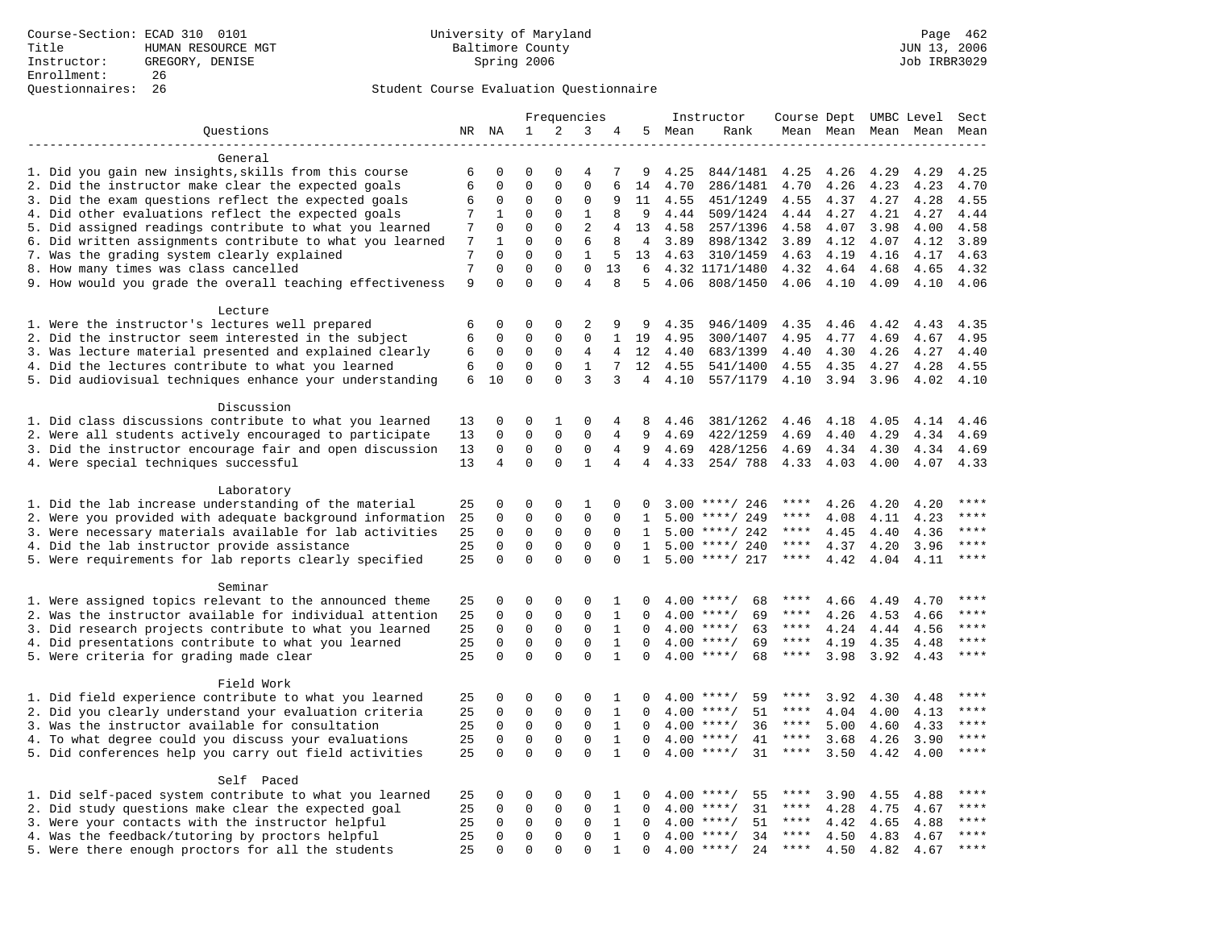Course-Section: ECAD 310 0101
Title: HUMAN RESOURCE MGT
Instructor: GREGORY, DENISE
Enrollment: 26
Questionnaires: 26

University of Maryland
Baltimore County
Spring 2006

JUN 13, 2006
Job IRBR3029

## Student Course Evaluation Questionnaire

| Questions | NR | NA | 1 | 2 | 3 | 4 | 5 | Instructor Mean | Rank | Course Mean | Dept Mean | UMBC Level Mean | Level Mean | Sect Mean |
|---|---|---|---|---|---|---|---|---|---|---|---|---|---|---|
| **General** | | | | | | | | | | | | | | |
| 1. Did you gain new insights,skills from this course | 6 | 0 | 0 | 0 | 4 | 7 | 9 | 4.25 | 844/1481 | 4.25 | 4.26 | 4.29 | 4.29 | 4.25 |
| 2. Did the instructor make clear the expected goals | 6 | 0 | 0 | 0 | 0 | 6 | 14 | 4.70 | 286/1481 | 4.70 | 4.26 | 4.23 | 4.23 | 4.70 |
| 3. Did the exam questions reflect the expected goals | 6 | 0 | 0 | 0 | 0 | 9 | 11 | 4.55 | 451/1249 | 4.55 | 4.37 | 4.27 | 4.28 | 4.55 |
| 4. Did other evaluations reflect the expected goals | 7 | 1 | 0 | 0 | 1 | 8 | 9 | 4.44 | 509/1424 | 4.44 | 4.27 | 4.21 | 4.27 | 4.44 |
| 5. Did assigned readings contribute to what you learned | 7 | 0 | 0 | 0 | 2 | 4 | 13 | 4.58 | 257/1396 | 4.58 | 4.07 | 3.98 | 4.00 | 4.58 |
| 6. Did written assignments contribute to what you learned | 7 | 1 | 0 | 0 | 6 | 8 | 4 | 3.89 | 898/1342 | 3.89 | 4.12 | 4.07 | 4.12 | 3.89 |
| 7. Was the grading system clearly explained | 7 | 0 | 0 | 0 | 1 | 5 | 13 | 4.63 | 310/1459 | 4.63 | 4.19 | 4.16 | 4.17 | 4.63 |
| 8. How many times was class cancelled | 7 | 0 | 0 | 0 | 0 | 13 | 6 | 4.32 | 1171/1480 | 4.32 | 4.64 | 4.68 | 4.65 | 4.32 |
| 9. How would you grade the overall teaching effectiveness | 9 | 0 | 0 | 0 | 4 | 8 | 5 | 4.06 | 808/1450 | 4.06 | 4.10 | 4.09 | 4.10 | 4.06 |
| **Lecture** | | | | | | | | | | | | | | |
| 1. Were the instructor's lectures well prepared | 6 | 0 | 0 | 0 | 2 | 9 | 9 | 4.35 | 946/1409 | 4.35 | 4.46 | 4.42 | 4.43 | 4.35 |
| 2. Did the instructor seem interested in the subject | 6 | 0 | 0 | 0 | 0 | 1 | 19 | 4.95 | 300/1407 | 4.95 | 4.77 | 4.69 | 4.67 | 4.95 |
| 3. Was lecture material presented and explained clearly | 6 | 0 | 0 | 0 | 4 | 4 | 12 | 4.40 | 683/1399 | 4.40 | 4.30 | 4.26 | 4.27 | 4.40 |
| 4. Did the lectures contribute to what you learned | 6 | 0 | 0 | 0 | 1 | 7 | 12 | 4.55 | 541/1400 | 4.55 | 4.35 | 4.27 | 4.28 | 4.55 |
| 5. Did audiovisual techniques enhance your understanding | 6 | 10 | 0 | 0 | 3 | 3 | 4 | 4.10 | 557/1179 | 4.10 | 3.94 | 3.96 | 4.02 | 4.10 |
| **Discussion** | | | | | | | | | | | | | | |
| 1. Did class discussions contribute to what you learned | 13 | 0 | 0 | 1 | 0 | 4 | 8 | 4.46 | 381/1262 | 4.46 | 4.18 | 4.05 | 4.14 | 4.46 |
| 2. Were all students actively encouraged to participate | 13 | 0 | 0 | 0 | 0 | 4 | 9 | 4.69 | 422/1259 | 4.69 | 4.40 | 4.29 | 4.34 | 4.69 |
| 3. Did the instructor encourage fair and open discussion | 13 | 0 | 0 | 0 | 0 | 4 | 9 | 4.69 | 428/1256 | 4.69 | 4.34 | 4.30 | 4.34 | 4.69 |
| 4. Were special techniques successful | 13 | 4 | 0 | 0 | 1 | 4 | 4 | 4.33 | 254/ 788 | 4.33 | 4.03 | 4.00 | 4.07 | 4.33 |
| **Laboratory** | | | | | | | | | | | | | | |
| 1. Did the lab increase understanding of the material | 25 | 0 | 0 | 0 | 1 | 0 | 0 | 3.00 | ****/ 246 | **** | 4.26 | 4.20 | 4.20 | **** |
| 2. Were you provided with adequate background information | 25 | 0 | 0 | 0 | 0 | 0 | 1 | 5.00 | ****/ 249 | **** | 4.08 | 4.11 | 4.23 | **** |
| 3. Were necessary materials available for lab activities | 25 | 0 | 0 | 0 | 0 | 0 | 1 | 5.00 | ****/ 242 | **** | 4.45 | 4.40 | 4.36 | **** |
| 4. Did the lab instructor provide assistance | 25 | 0 | 0 | 0 | 0 | 0 | 1 | 5.00 | ****/ 240 | **** | 4.37 | 4.20 | 3.96 | **** |
| 5. Were requirements for lab reports clearly specified | 25 | 0 | 0 | 0 | 0 | 0 | 1 | 5.00 | ****/ 217 | **** | 4.42 | 4.04 | 4.11 | **** |
| **Seminar** | | | | | | | | | | | | | | |
| 1. Were assigned topics relevant to the announced theme | 25 | 0 | 0 | 0 | 0 | 1 | 0 | 4.00 | ****/ 68 | **** | 4.66 | 4.49 | 4.70 | **** |
| 2. Was the instructor available for individual attention | 25 | 0 | 0 | 0 | 0 | 1 | 0 | 4.00 | ****/ 69 | **** | 4.26 | 4.53 | 4.66 | **** |
| 3. Did research projects contribute to what you learned | 25 | 0 | 0 | 0 | 0 | 1 | 0 | 4.00 | ****/ 63 | **** | 4.24 | 4.44 | 4.56 | **** |
| 4. Did presentations contribute to what you learned | 25 | 0 | 0 | 0 | 0 | 1 | 0 | 4.00 | ****/ 69 | **** | 4.19 | 4.35 | 4.48 | **** |
| 5. Were criteria for grading made clear | 25 | 0 | 0 | 0 | 0 | 1 | 0 | 4.00 | ****/ 68 | **** | 3.98 | 3.92 | 4.43 | **** |
| **Field Work** | | | | | | | | | | | | | | |
| 1. Did field experience contribute to what you learned | 25 | 0 | 0 | 0 | 0 | 1 | 0 | 4.00 | ****/ 59 | **** | 3.92 | 4.30 | 4.48 | **** |
| 2. Did you clearly understand your evaluation criteria | 25 | 0 | 0 | 0 | 0 | 1 | 0 | 4.00 | ****/ 51 | **** | 4.04 | 4.00 | 4.13 | **** |
| 3. Was the instructor available for consultation | 25 | 0 | 0 | 0 | 0 | 1 | 0 | 4.00 | ****/ 36 | **** | 5.00 | 4.60 | 4.33 | **** |
| 4. To what degree could you discuss your evaluations | 25 | 0 | 0 | 0 | 0 | 1 | 0 | 4.00 | ****/ 41 | **** | 3.68 | 4.26 | 3.90 | **** |
| 5. Did conferences help you carry out field activities | 25 | 0 | 0 | 0 | 0 | 1 | 0 | 4.00 | ****/ 31 | **** | 3.50 | 4.42 | 4.00 | **** |
| **Self Paced** | | | | | | | | | | | | | | |
| 1. Did self-paced system contribute to what you learned | 25 | 0 | 0 | 0 | 0 | 1 | 0 | 4.00 | ****/ 55 | **** | 3.90 | 4.55 | 4.88 | **** |
| 2. Did study questions make clear the expected goal | 25 | 0 | 0 | 0 | 0 | 1 | 0 | 4.00 | ****/ 31 | **** | 4.28 | 4.75 | 4.67 | **** |
| 3. Were your contacts with the instructor helpful | 25 | 0 | 0 | 0 | 0 | 1 | 0 | 4.00 | ****/ 51 | **** | 4.42 | 4.65 | 4.88 | **** |
| 4. Was the feedback/tutoring by proctors helpful | 25 | 0 | 0 | 0 | 0 | 1 | 0 | 4.00 | ****/ 34 | **** | 4.50 | 4.83 | 4.67 | **** |
| 5. Were there enough proctors for all the students | 25 | 0 | 0 | 0 | 0 | 1 | 0 | 4.00 | ****/ 24 | **** | 4.50 | 4.82 | 4.67 | **** |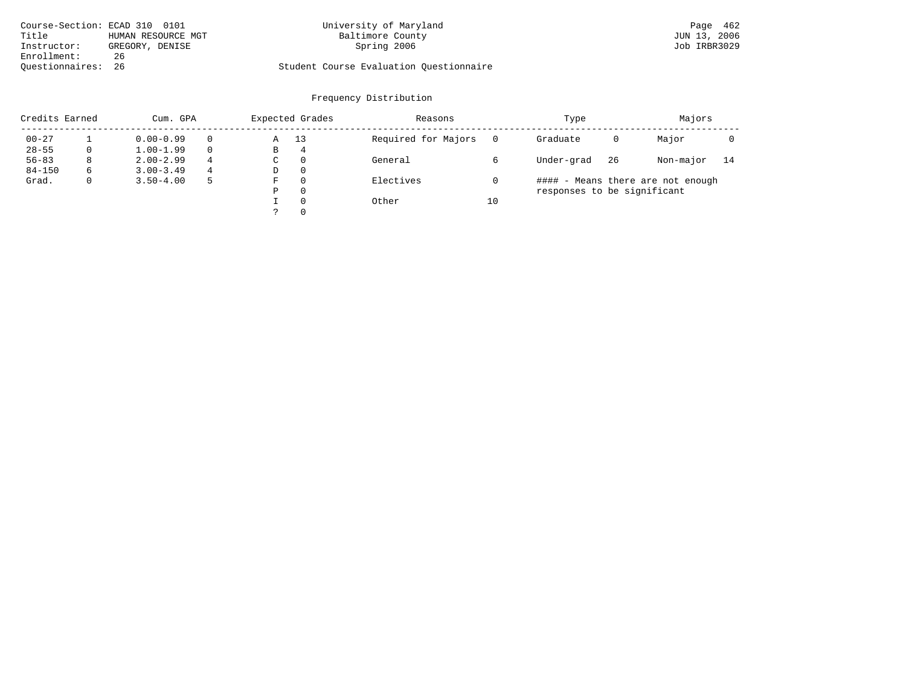Course-Section: ECAD 310 0101
Title: HUMAN RESOURCE MGT
Instructor: GREGORY, DENISE
Enrollment: 26
Questionnaires: 26

University of Maryland
Baltimore County
Spring 2006

Student Course Evaluation Questionnaire

JUN 13, 2006
Job IRBR3029

## Frequency Distribution

| Credits Earned | | Cum. GPA | | Expected Grades | | Reasons | | Type | | Majors | |
|---|---|---|---|---|---|---|---|---|---|---|---|
| 00-27 | 1 | 0.00-0.99 | 0 | A | 13 | Required for Majors | 0 | Graduate | 0 | Major | 0 |
| 28-55 | 0 | 1.00-1.99 | 0 | B | 4 | | | | | | |
| 56-83 | 8 | 2.00-2.99 | 4 | C | 0 | General | 6 | Under-grad | 26 | Non-major | 14 |
| 84-150 | 6 | 3.00-3.49 | 4 | D | 0 | | | | | | |
| Grad. | 0 | 3.50-4.00 | 5 | F | 0 | Electives | 0 | | | | |
| | | | | P | 0 | | | | | | |
| | | | | I | 0 | Other | 10 | | | | |
| | | | | ? | 0 | | | | | | |

#### - Means there are not enough responses to be significant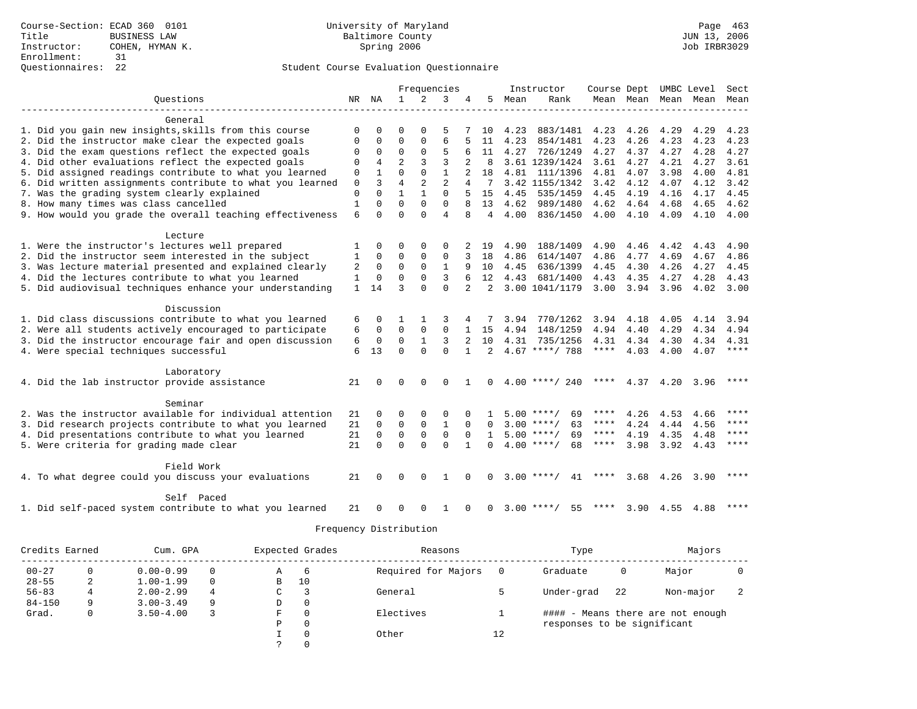Course-Section: ECAD 360 0101
Title: BUSINESS LAW
Instructor: COHEN, HYMAN K.
Enrollment: 31
Questionnaires: 22

University of Maryland
Baltimore County
Spring 2006

JUN 13, 2006
Job IRBR3029

## Student Course Evaluation Questionnaire

| Questions | NR | NA | 1 | 2 | 3 | 4 | 5 | Instructor Mean | Instructor Rank | Course Mean | Dept Mean | UMBC Level Mean | Level Mean | Sect Mean |
|---|---|---|---|---|---|---|---|---|---|---|---|---|---|---|
| **General** | | | | | | | | | | | | | | |
| 1. Did you gain new insights,skills from this course | 0 | 0 | 0 | 0 | 5 | 7 | 10 | 4.23 | 883/1481 | 4.23 | 4.26 | 4.29 | 4.29 | 4.23 |
| 2. Did the instructor make clear the expected goals | 0 | 0 | 0 | 0 | 6 | 5 | 11 | 4.23 | 854/1481 | 4.23 | 4.26 | 4.23 | 4.23 | 4.23 |
| 3. Did the exam questions reflect the expected goals | 0 | 0 | 0 | 0 | 5 | 6 | 11 | 4.27 | 726/1249 | 4.27 | 4.37 | 4.27 | 4.28 | 4.27 |
| 4. Did other evaluations reflect the expected goals | 0 | 4 | 2 | 3 | 3 | 2 | 8 | 3.61 | 1239/1424 | 3.61 | 4.27 | 4.21 | 4.27 | 3.61 |
| 5. Did assigned readings contribute to what you learned | 0 | 1 | 0 | 0 | 1 | 2 | 18 | 4.81 | 111/1396 | 4.81 | 4.07 | 3.98 | 4.00 | 4.81 |
| 6. Did written assignments contribute to what you learned | 0 | 3 | 4 | 2 | 2 | 4 | 7 | 3.42 | 1155/1342 | 3.42 | 4.12 | 4.07 | 4.12 | 3.42 |
| 7. Was the grading system clearly explained | 0 | 0 | 1 | 1 | 0 | 5 | 15 | 4.45 | 535/1459 | 4.45 | 4.19 | 4.16 | 4.17 | 4.45 |
| 8. How many times was class cancelled | 1 | 0 | 0 | 0 | 0 | 8 | 13 | 4.62 | 989/1480 | 4.62 | 4.64 | 4.68 | 4.65 | 4.62 |
| 9. How would you grade the overall teaching effectiveness | 6 | 0 | 0 | 0 | 4 | 8 | 4 | 4.00 | 836/1450 | 4.00 | 4.10 | 4.09 | 4.10 | 4.00 |
| **Lecture** | | | | | | | | | | | | | | |
| 1. Were the instructor's lectures well prepared | 1 | 0 | 0 | 0 | 0 | 2 | 19 | 4.90 | 188/1409 | 4.90 | 4.46 | 4.42 | 4.43 | 4.90 |
| 2. Did the instructor seem interested in the subject | 1 | 0 | 0 | 0 | 0 | 3 | 18 | 4.86 | 614/1407 | 4.86 | 4.77 | 4.69 | 4.67 | 4.86 |
| 3. Was lecture material presented and explained clearly | 2 | 0 | 0 | 0 | 1 | 9 | 10 | 4.45 | 636/1399 | 4.45 | 4.30 | 4.26 | 4.27 | 4.45 |
| 4. Did the lectures contribute to what you learned | 1 | 0 | 0 | 0 | 3 | 6 | 12 | 4.43 | 681/1400 | 4.43 | 4.35 | 4.27 | 4.28 | 4.43 |
| 5. Did audiovisual techniques enhance your understanding | 1 | 14 | 3 | 0 | 0 | 2 | 2 | 3.00 | 1041/1179 | 3.00 | 3.94 | 3.96 | 4.02 | 3.00 |
| **Discussion** | | | | | | | | | | | | | | |
| 1. Did class discussions contribute to what you learned | 6 | 0 | 1 | 1 | 3 | 4 | 7 | 3.94 | 770/1262 | 3.94 | 4.18 | 4.05 | 4.14 | 3.94 |
| 2. Were all students actively encouraged to participate | 6 | 0 | 0 | 0 | 0 | 1 | 15 | 4.94 | 148/1259 | 4.94 | 4.40 | 4.29 | 4.34 | 4.94 |
| 3. Did the instructor encourage fair and open discussion | 6 | 0 | 0 | 1 | 3 | 2 | 10 | 4.31 | 735/1256 | 4.31 | 4.34 | 4.30 | 4.34 | 4.31 |
| 4. Were special techniques successful | 6 | 13 | 0 | 0 | 0 | 1 | 2 | 4.67 | ****/ 788 | **** | 4.03 | 4.00 | 4.07 | **** |
| **Laboratory** | | | | | | | | | | | | | | |
| 4. Did the lab instructor provide assistance | 21 | 0 | 0 | 0 | 0 | 1 | 0 | 4.00 | ****/ 240 | **** | 4.37 | 4.20 | 3.96 | **** |
| **Seminar** | | | | | | | | | | | | | | |
| 2. Was the instructor available for individual attention | 21 | 0 | 0 | 0 | 0 | 0 | 1 | 5.00 | ****/ 69 | **** | 4.26 | 4.53 | 4.66 | **** |
| 3. Did research projects contribute to what you learned | 21 | 0 | 0 | 0 | 1 | 0 | 0 | 3.00 | ****/ 63 | **** | 4.24 | 4.44 | 4.56 | **** |
| 4. Did presentations contribute to what you learned | 21 | 0 | 0 | 0 | 0 | 0 | 1 | 5.00 | ****/ 69 | **** | 4.19 | 4.35 | 4.48 | **** |
| 5. Were criteria for grading made clear | 21 | 0 | 0 | 0 | 0 | 1 | 0 | 4.00 | ****/ 68 | **** | 3.98 | 3.92 | 4.43 | **** |
| **Field Work** | | | | | | | | | | | | | | |
| 4. To what degree could you discuss your evaluations | 21 | 0 | 0 | 0 | 1 | 0 | 0 | 3.00 | ****/ 41 | **** | 3.68 | 4.26 | 3.90 | **** |
| **Self Paced** | | | | | | | | | | | | | | |
| 1. Did self-paced system contribute to what you learned | 21 | 0 | 0 | 0 | 1 | 0 | 0 | 3.00 | ****/ 55 | **** | 3.90 | 4.55 | 4.88 | **** |

## Frequency Distribution

| Credits Earned | | Cum. GPA | | Expected Grades | | Reasons | | Type | | Majors | |
|---|---|---|---|---|---|---|---|---|---|---|---|
| 00-27 | 0 | 0.00-0.99 | 0 | A | 6 | Required for Majors | 0 | Graduate | 0 | Major | 0 |
| 28-55 | 2 | 1.00-1.99 | 0 | B | 10 | | | | | | |
| 56-83 | 4 | 2.00-2.99 | 4 | C | 3 | General | 5 | Under-grad | 22 | Non-major | 2 |
| 84-150 | 9 | 3.00-3.49 | 9 | D | 0 | | | | | | |
| Grad. | 0 | 3.50-4.00 | 3 | F | 0 | Electives | 1 | | | | |
| | | | | P | 0 | | | | | | |
| | | | | I | 0 | Other | 12 | | | | |
| | | | | ? | 0 | | | | | | |

#### - Means there are not enough responses to be significant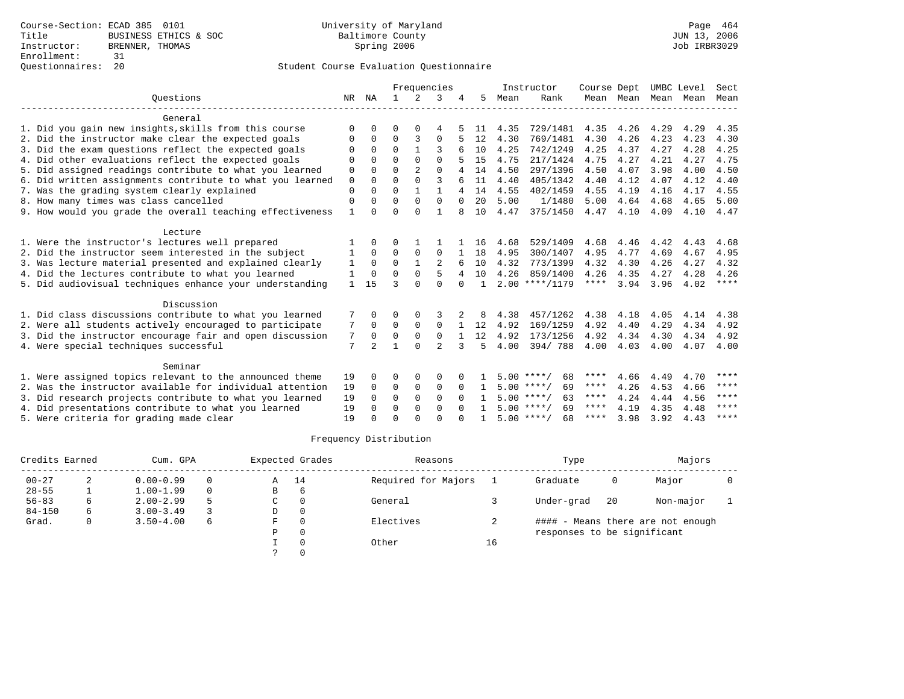Course-Section: ECAD 385 0101
Title: BUSINESS ETHICS & SOC
Instructor: BRENNER, THOMAS
Enrollment: 31
Questionnaires: 20

University of Maryland
Baltimore County
Spring 2006

JUN 13, 2006
Job IRBR3029

## Student Course Evaluation Questionnaire

| Questions | NR | NA | 1 | 2 | 3 | 4 | 5 | Instructor Mean | Instructor Rank | Course Mean | Dept Mean | UMBC Mean | Level Mean | Sect Mean |
|---|---|---|---|---|---|---|---|---|---|---|---|---|---|---|
| **General** | | | | | | | | | | | | | | |
| 1. Did you gain new insights,skills from this course | 0 | 0 | 0 | 0 | 4 | 5 | 11 | 4.35 | 729/1481 | 4.35 | 4.26 | 4.29 | 4.29 | 4.35 |
| 2. Did the instructor make clear the expected goals | 0 | 0 | 0 | 3 | 0 | 5 | 12 | 4.30 | 769/1481 | 4.30 | 4.26 | 4.23 | 4.23 | 4.30 |
| 3. Did the exam questions reflect the expected goals | 0 | 0 | 0 | 1 | 3 | 6 | 10 | 4.25 | 742/1249 | 4.25 | 4.37 | 4.27 | 4.28 | 4.25 |
| 4. Did other evaluations reflect the expected goals | 0 | 0 | 0 | 0 | 0 | 5 | 15 | 4.75 | 217/1424 | 4.75 | 4.27 | 4.21 | 4.27 | 4.75 |
| 5. Did assigned readings contribute to what you learned | 0 | 0 | 0 | 2 | 0 | 4 | 14 | 4.50 | 297/1396 | 4.50 | 4.07 | 3.98 | 4.00 | 4.50 |
| 6. Did written assignments contribute to what you learned | 0 | 0 | 0 | 0 | 3 | 6 | 11 | 4.40 | 405/1342 | 4.40 | 4.12 | 4.07 | 4.12 | 4.40 |
| 7. Was the grading system clearly explained | 0 | 0 | 0 | 1 | 1 | 4 | 14 | 4.55 | 402/1459 | 4.55 | 4.19 | 4.16 | 4.17 | 4.55 |
| 8. How many times was class cancelled | 0 | 0 | 0 | 0 | 0 | 0 | 20 | 5.00 | 1/1480 | 5.00 | 4.64 | 4.68 | 4.65 | 5.00 |
| 9. How would you grade the overall teaching effectiveness | 1 | 0 | 0 | 0 | 1 | 8 | 10 | 4.47 | 375/1450 | 4.47 | 4.10 | 4.09 | 4.10 | 4.47 |
| **Lecture** | | | | | | | | | | | | | | |
| 1. Were the instructor's lectures well prepared | 1 | 0 | 0 | 1 | 1 | 1 | 16 | 4.68 | 529/1409 | 4.68 | 4.46 | 4.42 | 4.43 | 4.68 |
| 2. Did the instructor seem interested in the subject | 1 | 0 | 0 | 0 | 0 | 1 | 18 | 4.95 | 300/1407 | 4.95 | 4.77 | 4.69 | 4.67 | 4.95 |
| 3. Was lecture material presented and explained clearly | 1 | 0 | 0 | 1 | 2 | 6 | 10 | 4.32 | 773/1399 | 4.32 | 4.30 | 4.26 | 4.27 | 4.32 |
| 4. Did the lectures contribute to what you learned | 1 | 0 | 0 | 0 | 5 | 4 | 10 | 4.26 | 859/1400 | 4.26 | 4.35 | 4.27 | 4.28 | 4.26 |
| 5. Did audiovisual techniques enhance your understanding | 1 | 15 | 3 | 0 | 0 | 0 | 1 | 2.00 | ****/1179 | **** | 3.94 | 3.96 | 4.02 | **** |
| **Discussion** | | | | | | | | | | | | | | |
| 1. Did class discussions contribute to what you learned | 7 | 0 | 0 | 0 | 3 | 2 | 8 | 4.38 | 457/1262 | 4.38 | 4.18 | 4.05 | 4.14 | 4.38 |
| 2. Were all students actively encouraged to participate | 7 | 0 | 0 | 0 | 0 | 1 | 12 | 4.92 | 169/1259 | 4.92 | 4.40 | 4.29 | 4.34 | 4.92 |
| 3. Did the instructor encourage fair and open discussion | 7 | 0 | 0 | 0 | 0 | 1 | 12 | 4.92 | 173/1256 | 4.92 | 4.34 | 4.30 | 4.34 | 4.92 |
| 4. Were special techniques successful | 7 | 2 | 1 | 0 | 2 | 3 | 5 | 4.00 | 394/ 788 | 4.00 | 4.03 | 4.00 | 4.07 | 4.00 |
| **Seminar** | | | | | | | | | | | | | | |
| 1. Were assigned topics relevant to the announced theme | 19 | 0 | 0 | 0 | 0 | 0 | 1 | 5.00 | ****/ 68 | **** | 4.66 | 4.49 | 4.70 | **** |
| 2. Was the instructor available for individual attention | 19 | 0 | 0 | 0 | 0 | 0 | 1 | 5.00 | ****/ 69 | **** | 4.26 | 4.53 | 4.66 | **** |
| 3. Did research projects contribute to what you learned | 19 | 0 | 0 | 0 | 0 | 0 | 1 | 5.00 | ****/ 63 | **** | 4.24 | 4.44 | 4.56 | **** |
| 4. Did presentations contribute to what you learned | 19 | 0 | 0 | 0 | 0 | 0 | 1 | 5.00 | ****/ 69 | **** | 4.19 | 4.35 | 4.48 | **** |
| 5. Were criteria for grading made clear | 19 | 0 | 0 | 0 | 0 | 0 | 1 | 5.00 | ****/ 68 | **** | 3.98 | 3.92 | 4.43 | **** |

## Frequency Distribution

| Credits Earned | | Cum. GPA | | Expected Grades | | Reasons | | Type | | Majors | |
|---|---|---|---|---|---|---|---|---|---|---|---|
| 00-27 | 2 | 0.00-0.99 | 0 | A | 14 | Required for Majors | 1 | Graduate | 0 | Major | 0 |
| 28-55 | 1 | 1.00-1.99 | 0 | B | 6 | | | | | | |
| 56-83 | 6 | 2.00-2.99 | 5 | C | 0 | General | 3 | Under-grad | 20 | Non-major | 1 |
| 84-150 | 6 | 3.00-3.49 | 3 | D | 0 | | | | | | |
| Grad. | 0 | 3.50-4.00 | 6 | F | 0 | Electives | 2 | #### - Means there are not enough responses to be significant | | | |
| | | | | P | 0 | | | | | | |
| | | | | I | 0 | Other | 16 | | | | |
| | | | | ? | 0 | | | | | | |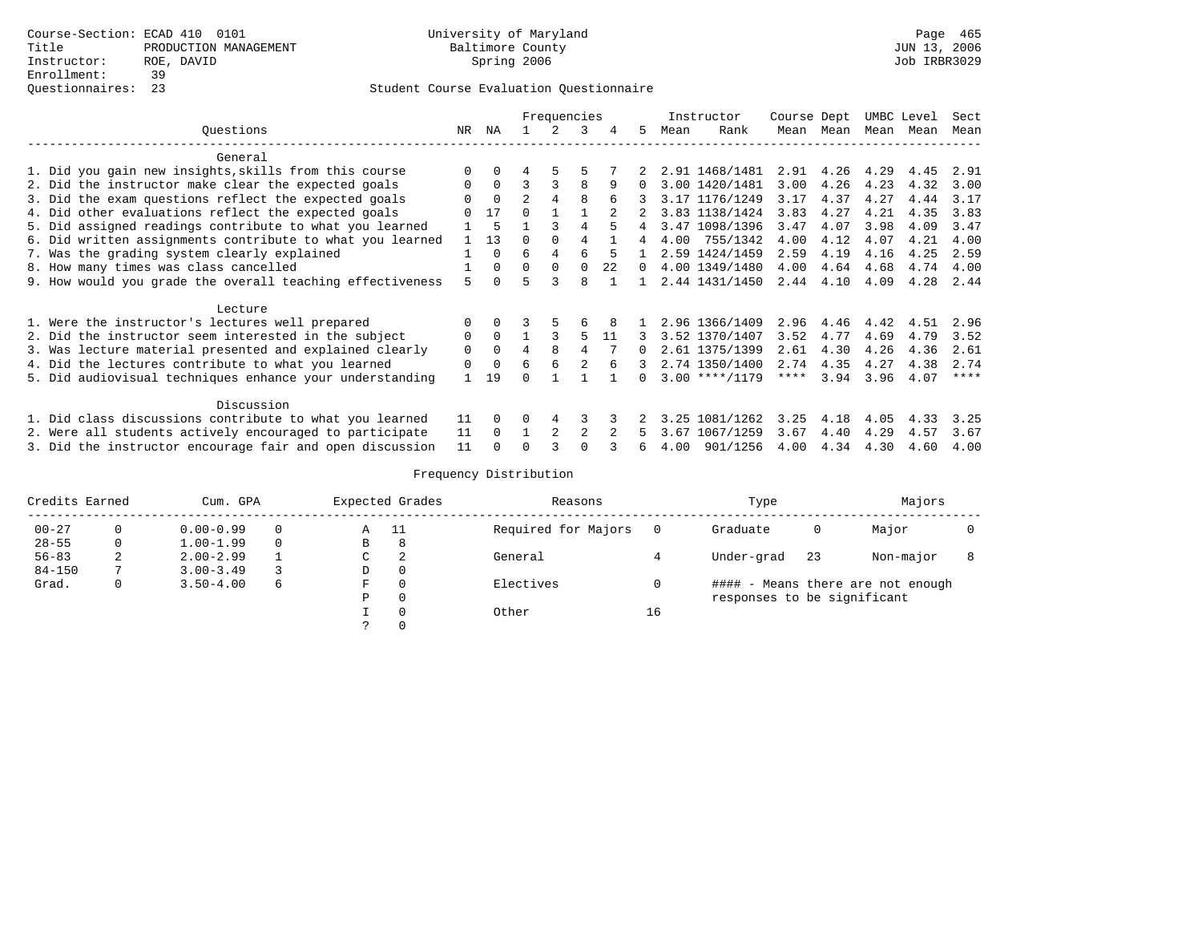Course-Section: ECAD 410 0101
Title: PRODUCTION MANAGEMENT
Instructor: ROE, DAVID
Enrollment: 39
Questionnaires: 23

University of Maryland
Baltimore County
Spring 2006

Page 465
JUN 13, 2006
Job IRBR3029

## Student Course Evaluation Questionnaire

| Questions | NR | NA | 1 | 2 | 3 | 4 | 5 | Instructor Mean | Instructor Rank | Course Mean | Dept Mean | UMBC Mean | Level Mean | Sect Mean |
|---|---|---|---|---|---|---|---|---|---|---|---|---|---|---|
| **General** | | | | | | | | | | | | | | |
| 1. Did you gain new insights,skills from this course | 0 | 0 | 4 | 5 | 5 | 7 | 2 | 2.91 | 1468/1481 | 2.91 | 4.26 | 4.29 | 4.45 | 2.91 |
| 2. Did the instructor make clear the expected goals | 0 | 0 | 3 | 3 | 8 | 9 | 0 | 3.00 | 1420/1481 | 3.00 | 4.26 | 4.23 | 4.32 | 3.00 |
| 3. Did the exam questions reflect the expected goals | 0 | 0 | 2 | 4 | 8 | 6 | 3 | 3.17 | 1176/1249 | 3.17 | 4.37 | 4.27 | 4.44 | 3.17 |
| 4. Did other evaluations reflect the expected goals | 0 | 17 | 0 | 1 | 1 | 2 | 2 | 3.83 | 1138/1424 | 3.83 | 4.27 | 4.21 | 4.35 | 3.83 |
| 5. Did assigned readings contribute to what you learned | 1 | 5 | 1 | 3 | 4 | 5 | 4 | 3.47 | 1098/1396 | 3.47 | 4.07 | 3.98 | 4.09 | 3.47 |
| 6. Did written assignments contribute to what you learned | 1 | 13 | 0 | 0 | 4 | 1 | 4 | 4.00 | 755/1342 | 4.00 | 4.12 | 4.07 | 4.21 | 4.00 |
| 7. Was the grading system clearly explained | 1 | 0 | 6 | 4 | 6 | 5 | 1 | 2.59 | 1424/1459 | 2.59 | 4.19 | 4.16 | 4.25 | 2.59 |
| 8. How many times was class cancelled | 1 | 0 | 0 | 0 | 0 | 22 | 0 | 4.00 | 1349/1480 | 4.00 | 4.64 | 4.68 | 4.74 | 4.00 |
| 9. How would you grade the overall teaching effectiveness | 5 | 0 | 5 | 3 | 8 | 1 | 1 | 2.44 | 1431/1450 | 2.44 | 4.10 | 4.09 | 4.28 | 2.44 |
| **Lecture** | | | | | | | | | | | | | | |
| 1. Were the instructor's lectures well prepared | 0 | 0 | 3 | 5 | 6 | 8 | 1 | 2.96 | 1366/1409 | 2.96 | 4.46 | 4.42 | 4.51 | 2.96 |
| 2. Did the instructor seem interested in the subject | 0 | 0 | 1 | 3 | 5 | 11 | 3 | 3.52 | 1370/1407 | 3.52 | 4.77 | 4.69 | 4.79 | 3.52 |
| 3. Was lecture material presented and explained clearly | 0 | 0 | 4 | 8 | 4 | 7 | 0 | 2.61 | 1375/1399 | 2.61 | 4.30 | 4.26 | 4.36 | 2.61 |
| 4. Did the lectures contribute to what you learned | 0 | 0 | 6 | 6 | 2 | 6 | 3 | 2.74 | 1350/1400 | 2.74 | 4.35 | 4.27 | 4.38 | 2.74 |
| 5. Did audiovisual techniques enhance your understanding | 1 | 19 | 0 | 1 | 1 | 1 | 0 | 3.00 | ****/1179 | **** | 3.94 | 3.96 | 4.07 | **** |
| **Discussion** | | | | | | | | | | | | | | |
| 1. Did class discussions contribute to what you learned | 11 | 0 | 0 | 4 | 3 | 3 | 2 | 3.25 | 1081/1262 | 3.25 | 4.18 | 4.05 | 4.33 | 3.25 |
| 2. Were all students actively encouraged to participate | 11 | 0 | 1 | 2 | 2 | 2 | 5 | 3.67 | 1067/1259 | 3.67 | 4.40 | 4.29 | 4.57 | 3.67 |
| 3. Did the instructor encourage fair and open discussion | 11 | 0 | 0 | 3 | 0 | 3 | 6 | 4.00 | 901/1256 | 4.00 | 4.34 | 4.30 | 4.60 | 4.00 |

## Frequency Distribution

| Credits Earned | | Cum. GPA | | Expected Grades | | Reasons | | Type | | Majors | |
|---|---|---|---|---|---|---|---|---|---|---|---|
| 00-27 | 0 | 0.00-0.99 | 0 | A | 11 | Required for Majors | 0 | Graduate | 0 | Major | 0 |
| 28-55 | 0 | 1.00-1.99 | 0 | B | 8 | | | | | | |
| 56-83 | 2 | 2.00-2.99 | 1 | C | 2 | General | 4 | Under-grad | 23 | Non-major | 8 |
| 84-150 | 7 | 3.00-3.49 | 3 | D | 0 | | | | | | |
| Grad. | 0 | 3.50-4.00 | 6 | F | 0 | Electives | 0 | #### - Means there are not enough responses to be significant | | | |
| | | | | P | 0 | | | | | | |
| | | | | I | 0 | Other | 16 | | | | |
| | | | | ? | 0 | | | | | | |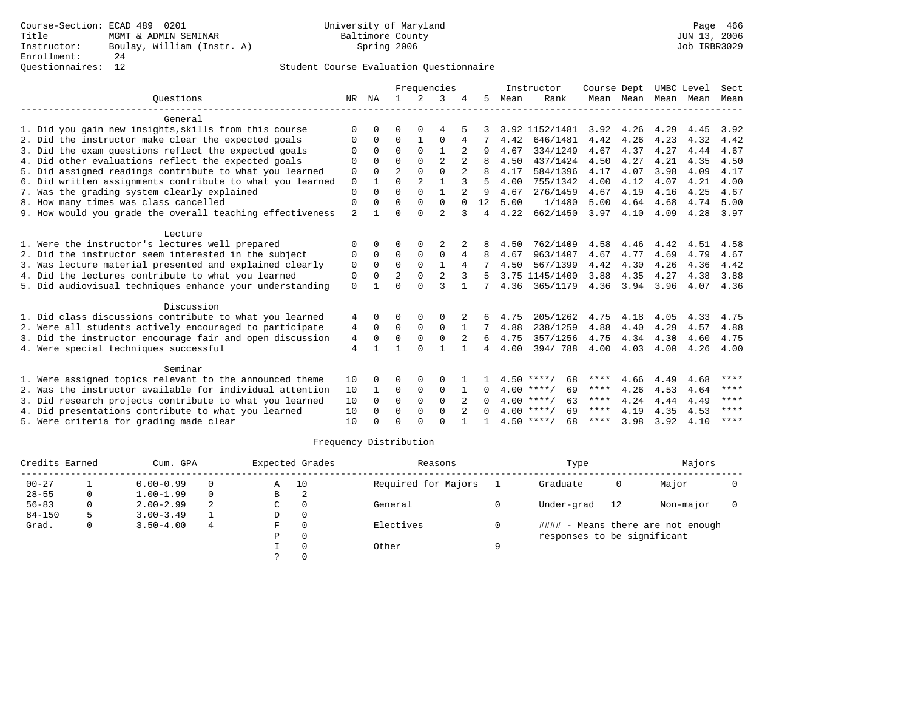Course-Section: ECAD 489 0201
Title: MGMT & ADMIN SEMINAR
Instructor: Boulay, William (Instr. A)
Enrollment: 24
Questionnaires: 12

University of Maryland
Baltimore County
Spring 2006

Page 466
JUN 13, 2006
Job IRBR3029

## Student Course Evaluation Questionnaire

| Questions | NR | NA | 1 | 2 | 3 | 4 | 5 | Instructor Mean | Instructor Rank | Course Mean | Dept Mean | UMBC Mean | Level Mean | Sect Mean |
|---|---|---|---|---|---|---|---|---|---|---|---|---|---|---|
| **General** | | | | | | | | | | | | | | |
| 1. Did you gain new insights,skills from this course | 0 | 0 | 0 | 0 | 4 | 5 | 3 | 3.92 | 1152/1481 | 3.92 | 4.26 | 4.29 | 4.45 | 3.92 |
| 2. Did the instructor make clear the expected goals | 0 | 0 | 0 | 1 | 0 | 4 | 7 | 4.42 | 646/1481 | 4.42 | 4.26 | 4.23 | 4.32 | 4.42 |
| 3. Did the exam questions reflect the expected goals | 0 | 0 | 0 | 0 | 1 | 2 | 9 | 4.67 | 334/1249 | 4.67 | 4.37 | 4.27 | 4.44 | 4.67 |
| 4. Did other evaluations reflect the expected goals | 0 | 0 | 0 | 0 | 2 | 2 | 8 | 4.50 | 437/1424 | 4.50 | 4.27 | 4.21 | 4.35 | 4.50 |
| 5. Did assigned readings contribute to what you learned | 0 | 0 | 2 | 0 | 0 | 2 | 8 | 4.17 | 584/1396 | 4.17 | 4.07 | 3.98 | 4.09 | 4.17 |
| 6. Did written assignments contribute to what you learned | 0 | 1 | 0 | 2 | 1 | 3 | 5 | 4.00 | 755/1342 | 4.00 | 4.12 | 4.07 | 4.21 | 4.00 |
| 7. Was the grading system clearly explained | 0 | 0 | 0 | 0 | 1 | 2 | 9 | 4.67 | 276/1459 | 4.67 | 4.19 | 4.16 | 4.25 | 4.67 |
| 8. How many times was class cancelled | 0 | 0 | 0 | 0 | 0 | 0 | 12 | 5.00 | 1/1480 | 5.00 | 4.64 | 4.68 | 4.74 | 5.00 |
| 9. How would you grade the overall teaching effectiveness | 2 | 1 | 0 | 0 | 2 | 3 | 4 | 4.22 | 662/1450 | 3.97 | 4.10 | 4.09 | 4.28 | 3.97 |
| **Lecture** | | | | | | | | | | | | | | |
| 1. Were the instructor's lectures well prepared | 0 | 0 | 0 | 0 | 2 | 2 | 8 | 4.50 | 762/1409 | 4.58 | 4.46 | 4.42 | 4.51 | 4.58 |
| 2. Did the instructor seem interested in the subject | 0 | 0 | 0 | 0 | 0 | 4 | 8 | 4.67 | 963/1407 | 4.67 | 4.77 | 4.69 | 4.79 | 4.67 |
| 3. Was lecture material presented and explained clearly | 0 | 0 | 0 | 0 | 1 | 4 | 7 | 4.50 | 567/1399 | 4.42 | 4.30 | 4.26 | 4.36 | 4.42 |
| 4. Did the lectures contribute to what you learned | 0 | 0 | 2 | 0 | 2 | 3 | 5 | 3.75 | 1145/1400 | 3.88 | 4.35 | 4.27 | 4.38 | 3.88 |
| 5. Did audiovisual techniques enhance your understanding | 0 | 1 | 0 | 0 | 3 | 1 | 7 | 4.36 | 365/1179 | 4.36 | 3.94 | 3.96 | 4.07 | 4.36 |
| **Discussion** | | | | | | | | | | | | | | |
| 1. Did class discussions contribute to what you learned | 4 | 0 | 0 | 0 | 0 | 2 | 6 | 4.75 | 205/1262 | 4.75 | 4.18 | 4.05 | 4.33 | 4.75 |
| 2. Were all students actively encouraged to participate | 4 | 0 | 0 | 0 | 0 | 1 | 7 | 4.88 | 238/1259 | 4.88 | 4.40 | 4.29 | 4.57 | 4.88 |
| 3. Did the instructor encourage fair and open discussion | 4 | 0 | 0 | 0 | 0 | 2 | 6 | 4.75 | 357/1256 | 4.75 | 4.34 | 4.30 | 4.60 | 4.75 |
| 4. Were special techniques successful | 4 | 1 | 1 | 0 | 1 | 1 | 4 | 4.00 | 394/ 788 | 4.00 | 4.03 | 4.00 | 4.26 | 4.00 |
| **Seminar** | | | | | | | | | | | | | | |
| 1. Were assigned topics relevant to the announced theme | 10 | 0 | 0 | 0 | 0 | 1 | 1 | 4.50 | ****/ 68 | **** | 4.66 | 4.49 | 4.68 | **** |
| 2. Was the instructor available for individual attention | 10 | 1 | 0 | 0 | 0 | 1 | 0 | 4.00 | ****/ 69 | **** | 4.26 | 4.53 | 4.64 | **** |
| 3. Did research projects contribute to what you learned | 10 | 0 | 0 | 0 | 0 | 2 | 0 | 4.00 | ****/ 63 | **** | 4.24 | 4.44 | 4.49 | **** |
| 4. Did presentations contribute to what you learned | 10 | 0 | 0 | 0 | 0 | 2 | 0 | 4.00 | ****/ 69 | **** | 4.19 | 4.35 | 4.53 | **** |
| 5. Were criteria for grading made clear | 10 | 0 | 0 | 0 | 0 | 1 | 1 | 4.50 | ****/ 68 | **** | 3.98 | 3.92 | 4.10 | **** |

## Frequency Distribution

| Credits Earned | | Cum. GPA | | Expected Grades | | Reasons | | Type | | Majors | |
|---|---|---|---|---|---|---|---|---|---|---|---|
| 00-27 | 1 | 0.00-0.99 | 0 | A | 10 | Required for Majors | 1 | Graduate | 0 | Major | 0 |
| 28-55 | 0 | 1.00-1.99 | 0 | B | 2 | | | | | | |
| 56-83 | 0 | 2.00-2.99 | 2 | C | 0 | General | 0 | Under-grad | 12 | Non-major | 0 |
| 84-150 | 5 | 3.00-3.49 | 1 | D | 0 | | | | | | |
| Grad. | 0 | 3.50-4.00 | 4 | F | 0 | Electives | 0 | #### - Means there are not enough responses to be significant | | | |
| | | | | P | 0 | | | | | | |
| | | | | I | 0 | Other | 9 | | | | |
| | | | | ? | 0 | | | | | | |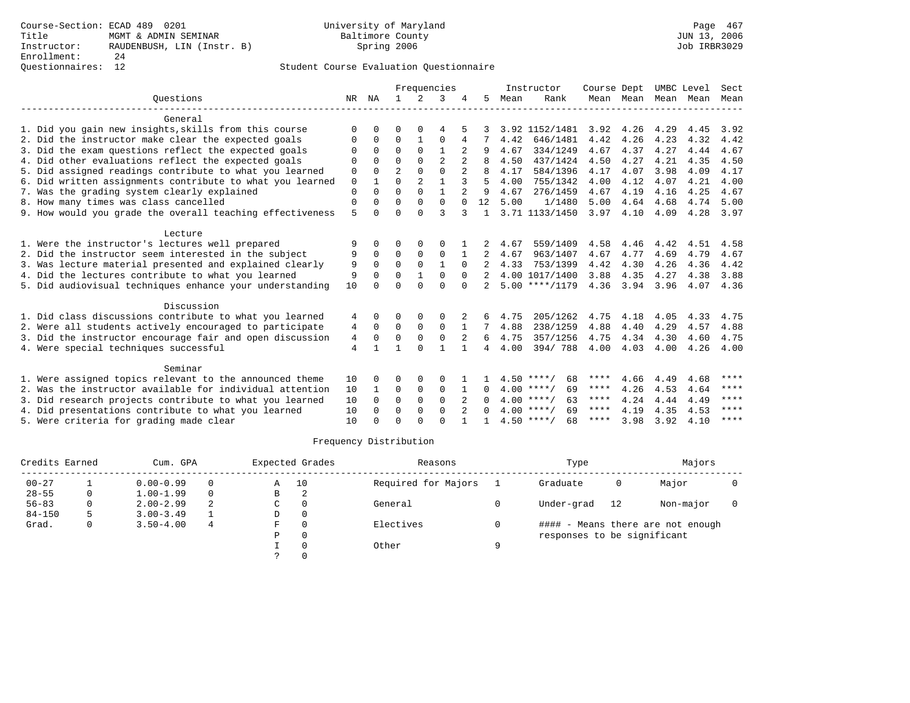Course-Section: ECAD 489 0201
Title: MGMT & ADMIN SEMINAR
Instructor: RAUDENBUSH, LIN (Instr. B)
Enrollment: 24
Questionnaires: 12

University of Maryland
Baltimore County
Spring 2006

Student Course Evaluation Questionnaire

| Questions | NR | NA | 1 | 2 | 3 | 4 | 5 | Instructor Mean | Instructor Rank | Course Mean | Dept Mean | UMBC Mean | Level Mean | Sect Mean |
|---|---|---|---|---|---|---|---|---|---|---|---|---|---|---|
| **General** | | | | | | | | | | | | | | |
| 1. Did you gain new insights,skills from this course | 0 | 0 | 0 | 0 | 4 | 5 | 3 | 3.92 | 1152/1481 | 3.92 | 4.26 | 4.29 | 4.45 | 3.92 |
| 2. Did the instructor make clear the expected goals | 0 | 0 | 0 | 1 | 0 | 4 | 7 | 4.42 | 646/1481 | 4.42 | 4.26 | 4.23 | 4.32 | 4.42 |
| 3. Did the exam questions reflect the expected goals | 0 | 0 | 0 | 0 | 1 | 2 | 9 | 4.67 | 334/1249 | 4.67 | 4.37 | 4.27 | 4.44 | 4.67 |
| 4. Did other evaluations reflect the expected goals | 0 | 0 | 0 | 0 | 2 | 2 | 8 | 4.50 | 437/1424 | 4.50 | 4.27 | 4.21 | 4.35 | 4.50 |
| 5. Did assigned readings contribute to what you learned | 0 | 0 | 2 | 0 | 0 | 2 | 8 | 4.17 | 584/1396 | 4.17 | 4.07 | 3.98 | 4.09 | 4.17 |
| 6. Did written assignments contribute to what you learned | 0 | 1 | 0 | 2 | 1 | 3 | 5 | 4.00 | 755/1342 | 4.00 | 4.12 | 4.07 | 4.21 | 4.00 |
| 7. Was the grading system clearly explained | 0 | 0 | 0 | 0 | 1 | 2 | 9 | 4.67 | 276/1459 | 4.67 | 4.19 | 4.16 | 4.25 | 4.67 |
| 8. How many times was class cancelled | 0 | 0 | 0 | 0 | 0 | 0 | 12 | 5.00 | 1/1480 | 5.00 | 4.64 | 4.68 | 4.74 | 5.00 |
| 9. How would you grade the overall teaching effectiveness | 5 | 0 | 0 | 0 | 3 | 3 | 1 | 3.71 | 1133/1450 | 3.97 | 4.10 | 4.09 | 4.28 | 3.97 |
| **Lecture** | | | | | | | | | | | | | | |
| 1. Were the instructor's lectures well prepared | 9 | 0 | 0 | 0 | 0 | 1 | 2 | 4.67 | 559/1409 | 4.58 | 4.46 | 4.42 | 4.51 | 4.58 |
| 2. Did the instructor seem interested in the subject | 9 | 0 | 0 | 0 | 0 | 1 | 2 | 4.67 | 963/1407 | 4.67 | 4.77 | 4.69 | 4.79 | 4.67 |
| 3. Was lecture material presented and explained clearly | 9 | 0 | 0 | 0 | 1 | 0 | 2 | 4.33 | 753/1399 | 4.42 | 4.30 | 4.26 | 4.36 | 4.42 |
| 4. Did the lectures contribute to what you learned | 9 | 0 | 0 | 1 | 0 | 0 | 2 | 4.00 | 1017/1400 | 3.88 | 4.35 | 4.27 | 4.38 | 3.88 |
| 5. Did audiovisual techniques enhance your understanding | 10 | 0 | 0 | 0 | 0 | 0 | 2 | 5.00 | ****/1179 | 4.36 | 3.94 | 3.96 | 4.07 | 4.36 |
| **Discussion** | | | | | | | | | | | | | | |
| 1. Did class discussions contribute to what you learned | 4 | 0 | 0 | 0 | 0 | 2 | 6 | 4.75 | 205/1262 | 4.75 | 4.18 | 4.05 | 4.33 | 4.75 |
| 2. Were all students actively encouraged to participate | 4 | 0 | 0 | 0 | 0 | 1 | 7 | 4.88 | 238/1259 | 4.88 | 4.40 | 4.29 | 4.57 | 4.88 |
| 3. Did the instructor encourage fair and open discussion | 4 | 0 | 0 | 0 | 0 | 2 | 6 | 4.75 | 357/1256 | 4.75 | 4.34 | 4.30 | 4.60 | 4.75 |
| 4. Were special techniques successful | 4 | 1 | 1 | 0 | 1 | 1 | 4 | 4.00 | 394/ 788 | 4.00 | 4.03 | 4.00 | 4.26 | 4.00 |
| **Seminar** | | | | | | | | | | | | | | |
| 1. Were assigned topics relevant to the announced theme | 10 | 0 | 0 | 0 | 0 | 1 | 1 | 4.50 | ****/ 68 | **** | 4.66 | 4.49 | 4.68 | **** |
| 2. Was the instructor available for individual attention | 10 | 1 | 0 | 0 | 0 | 1 | 0 | 4.00 | ****/ 69 | **** | 4.26 | 4.53 | 4.64 | **** |
| 3. Did research projects contribute to what you learned | 10 | 0 | 0 | 0 | 0 | 2 | 0 | 4.00 | ****/ 63 | **** | 4.24 | 4.44 | 4.49 | **** |
| 4. Did presentations contribute to what you learned | 10 | 0 | 0 | 0 | 0 | 2 | 0 | 4.00 | ****/ 69 | **** | 4.19 | 4.35 | 4.53 | **** |
| 5. Were criteria for grading made clear | 10 | 0 | 0 | 0 | 0 | 1 | 1 | 4.50 | ****/ 68 | **** | 3.98 | 3.92 | 4.10 | **** |

Frequency Distribution

| Credits Earned | | Cum. GPA | | Expected Grades | | Reasons | | Type | | Majors | |
|---|---|---|---|---|---|---|---|---|---|---|---|
| 00-27 | 1 | 0.00-0.99 | 0 | A | 10 | Required for Majors | 1 | Graduate | 0 | Major | 0 |
| 28-55 | 0 | 1.00-1.99 | 0 | B | 2 | | | | | | |
| 56-83 | 0 | 2.00-2.99 | 2 | C | 0 | General | 0 | Under-grad | 12 | Non-major | 0 |
| 84-150 | 5 | 3.00-3.49 | 1 | D | 0 | | | | | | |
| Grad. | 0 | 3.50-4.00 | 4 | F | 0 | Electives | 0 | #### - Means there are not enough responses to be significant | | | |
| | | | | P | 0 | | | | | | |
| | | | | I | 0 | Other | 9 | | | | |
| | | | | ? | 0 | | | | | | |